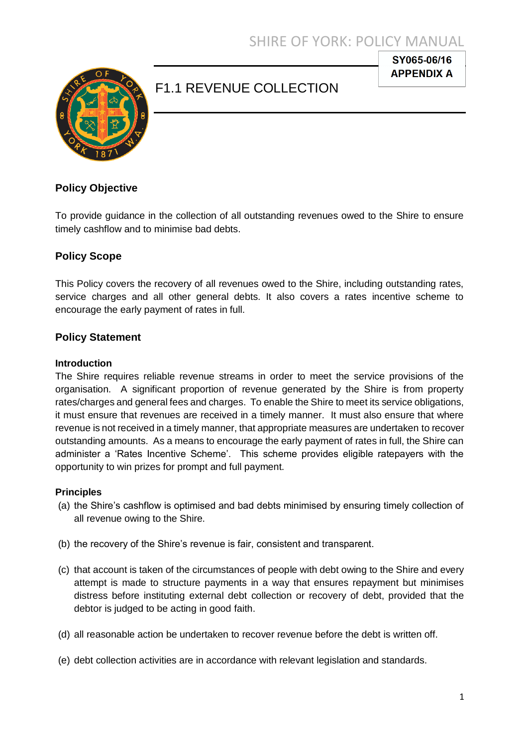SY065-06/16
**APPENDIX A**

# F1.1 REVENUE COLLECTION

## Policy Objective

To provide guidance in the collection of all outstanding revenues owed to the Shire to ensure timely cashflow and to minimise bad debts.

## Policy Scope

This Policy covers the recovery of all revenues owed to the Shire, including outstanding rates, service charges and all other general debts. It also covers a rates incentive scheme to encourage the early payment of rates in full.

## Policy Statement

### Introduction

The Shire requires reliable revenue streams in order to meet the service provisions of the organisation. A significant proportion of revenue generated by the Shire is from property rates/charges and general fees and charges. To enable the Shire to meet its service obligations, it must ensure that revenues are received in a timely manner. It must also ensure that where revenue is not received in a timely manner, that appropriate measures are undertaken to recover outstanding amounts. As a means to encourage the early payment of rates in full, the Shire can administer a 'Rates Incentive Scheme'. This scheme provides eligible ratepayers with the opportunity to win prizes for prompt and full payment.

### Principles

(a) the Shire's cashflow is optimised and bad debts minimised by ensuring timely collection of all revenue owing to the Shire.

(b) the recovery of the Shire's revenue is fair, consistent and transparent.

(c) that account is taken of the circumstances of people with debt owing to the Shire and every attempt is made to structure payments in a way that ensures repayment but minimises distress before instituting external debt collection or recovery of debt, provided that the debtor is judged to be acting in good faith.

(d) all reasonable action be undertaken to recover revenue before the debt is written off.

(e) debt collection activities are in accordance with relevant legislation and standards.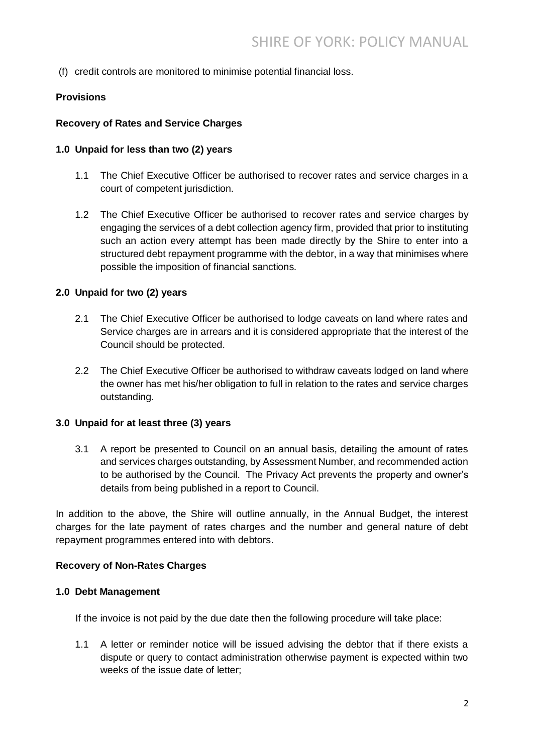(f) credit controls are monitored to minimise potential financial loss.

**Provisions**

**Recovery of Rates and Service Charges**

**1.0 Unpaid for less than two (2) years**

1.1 The Chief Executive Officer be authorised to recover rates and service charges in a court of competent jurisdiction.

1.2 The Chief Executive Officer be authorised to recover rates and service charges by engaging the services of a debt collection agency firm, provided that prior to instituting such an action every attempt has been made directly by the Shire to enter into a structured debt repayment programme with the debtor, in a way that minimises where possible the imposition of financial sanctions.

**2.0 Unpaid for two (2) years**

2.1 The Chief Executive Officer be authorised to lodge caveats on land where rates and Service charges are in arrears and it is considered appropriate that the interest of the Council should be protected.

2.2 The Chief Executive Officer be authorised to withdraw caveats lodged on land where the owner has met his/her obligation to full in relation to the rates and service charges outstanding.

**3.0 Unpaid for at least three (3) years**

3.1 A report be presented to Council on an annual basis, detailing the amount of rates and services charges outstanding, by Assessment Number, and recommended action to be authorised by the Council. The Privacy Act prevents the property and owner's details from being published in a report to Council.

In addition to the above, the Shire will outline annually, in the Annual Budget, the interest charges for the late payment of rates charges and the number and general nature of debt repayment programmes entered into with debtors.

**Recovery of Non-Rates Charges**

**1.0 Debt Management**

If the invoice is not paid by the due date then the following procedure will take place:

1.1 A letter or reminder notice will be issued advising the debtor that if there exists a dispute or query to contact administration otherwise payment is expected within two weeks of the issue date of letter;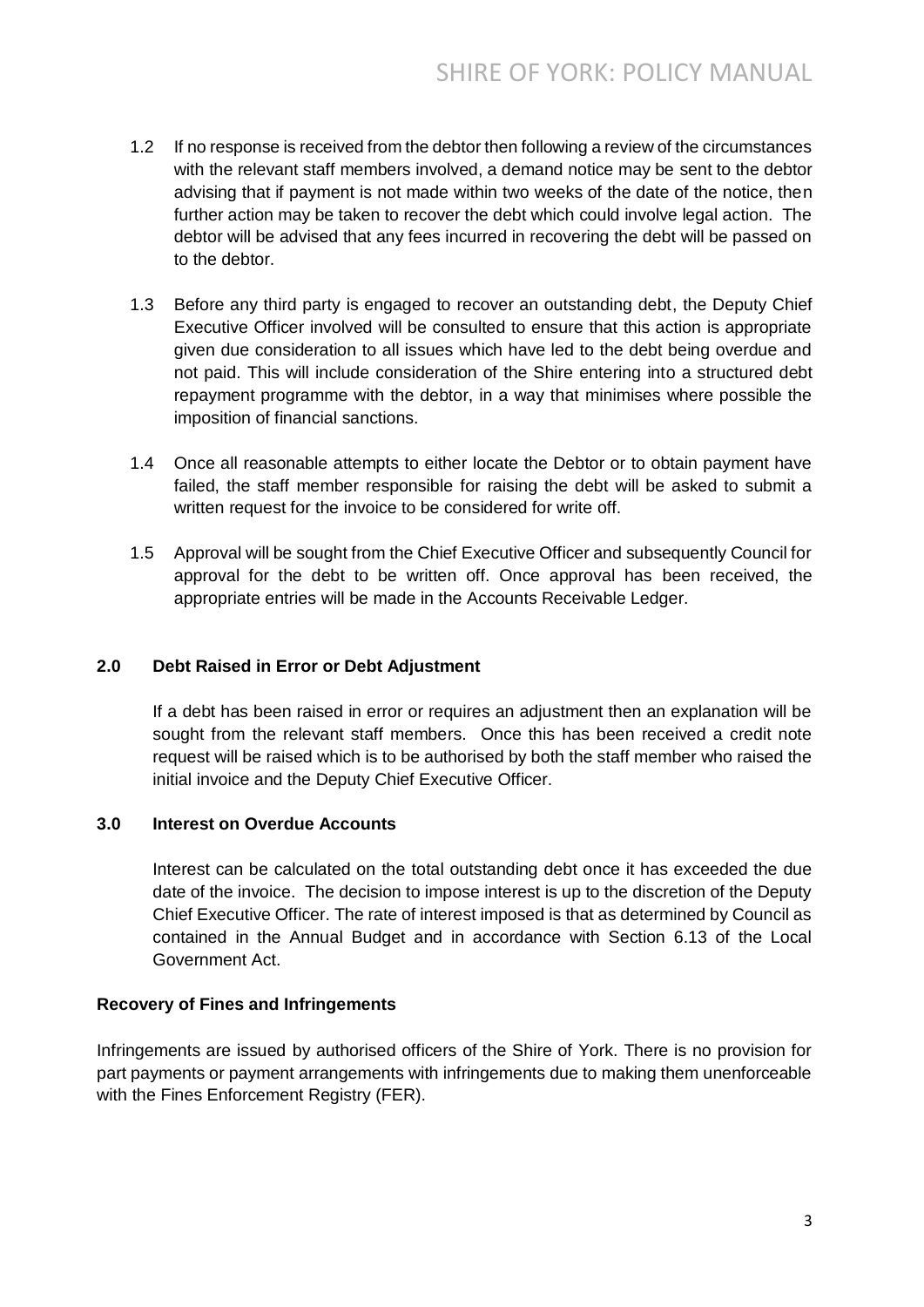1.2 If no response is received from the debtor then following a review of the circumstances with the relevant staff members involved, a demand notice may be sent to the debtor advising that if payment is not made within two weeks of the date of the notice, then further action may be taken to recover the debt which could involve legal action. The debtor will be advised that any fees incurred in recovering the debt will be passed on to the debtor.

1.3 Before any third party is engaged to recover an outstanding debt, the Deputy Chief Executive Officer involved will be consulted to ensure that this action is appropriate given due consideration to all issues which have led to the debt being overdue and not paid. This will include consideration of the Shire entering into a structured debt repayment programme with the debtor, in a way that minimises where possible the imposition of financial sanctions.

1.4 Once all reasonable attempts to either locate the Debtor or to obtain payment have failed, the staff member responsible for raising the debt will be asked to submit a written request for the invoice to be considered for write off.

1.5 Approval will be sought from the Chief Executive Officer and subsequently Council for approval for the debt to be written off. Once approval has been received, the appropriate entries will be made in the Accounts Receivable Ledger.

### 2.0 Debt Raised in Error or Debt Adjustment

If a debt has been raised in error or requires an adjustment then an explanation will be sought from the relevant staff members. Once this has been received a credit note request will be raised which is to be authorised by both the staff member who raised the initial invoice and the Deputy Chief Executive Officer.

### 3.0 Interest on Overdue Accounts

Interest can be calculated on the total outstanding debt once it has exceeded the due date of the invoice. The decision to impose interest is up to the discretion of the Deputy Chief Executive Officer. The rate of interest imposed is that as determined by Council as contained in the Annual Budget and in accordance with Section 6.13 of the Local Government Act.

### Recovery of Fines and Infringements

Infringements are issued by authorised officers of the Shire of York. There is no provision for part payments or payment arrangements with infringements due to making them unenforceable with the Fines Enforcement Registry (FER).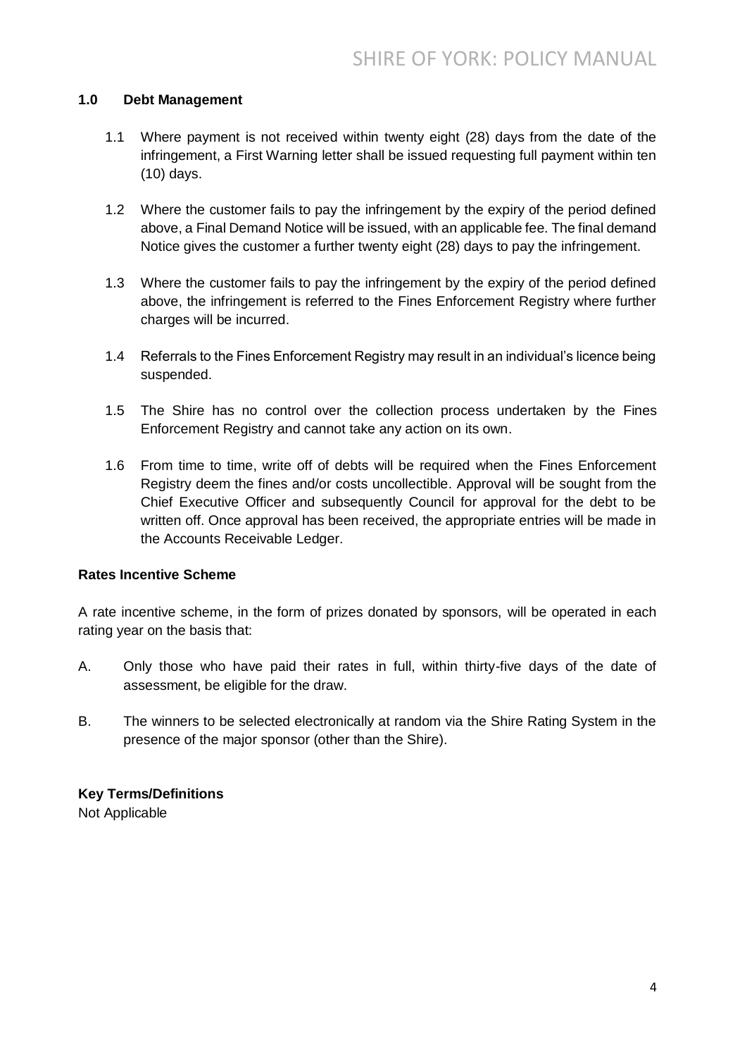## 1.0 Debt Management

1.1 Where payment is not received within twenty eight (28) days from the date of the infringement, a First Warning letter shall be issued requesting full payment within ten (10) days.

1.2 Where the customer fails to pay the infringement by the expiry of the period defined above, a Final Demand Notice will be issued, with an applicable fee. The final demand Notice gives the customer a further twenty eight (28) days to pay the infringement.

1.3 Where the customer fails to pay the infringement by the expiry of the period defined above, the infringement is referred to the Fines Enforcement Registry where further charges will be incurred.

1.4 Referrals to the Fines Enforcement Registry may result in an individual's licence being suspended.

1.5 The Shire has no control over the collection process undertaken by the Fines Enforcement Registry and cannot take any action on its own.

1.6 From time to time, write off of debts will be required when the Fines Enforcement Registry deem the fines and/or costs uncollectible. Approval will be sought from the Chief Executive Officer and subsequently Council for approval for the debt to be written off. Once approval has been received, the appropriate entries will be made in the Accounts Receivable Ledger.

**Rates Incentive Scheme**

A rate incentive scheme, in the form of prizes donated by sponsors, will be operated in each rating year on the basis that:

A. Only those who have paid their rates in full, within thirty-five days of the date of assessment, be eligible for the draw.

B. The winners to be selected electronically at random via the Shire Rating System in the presence of the major sponsor (other than the Shire).

**Key Terms/Definitions**

Not Applicable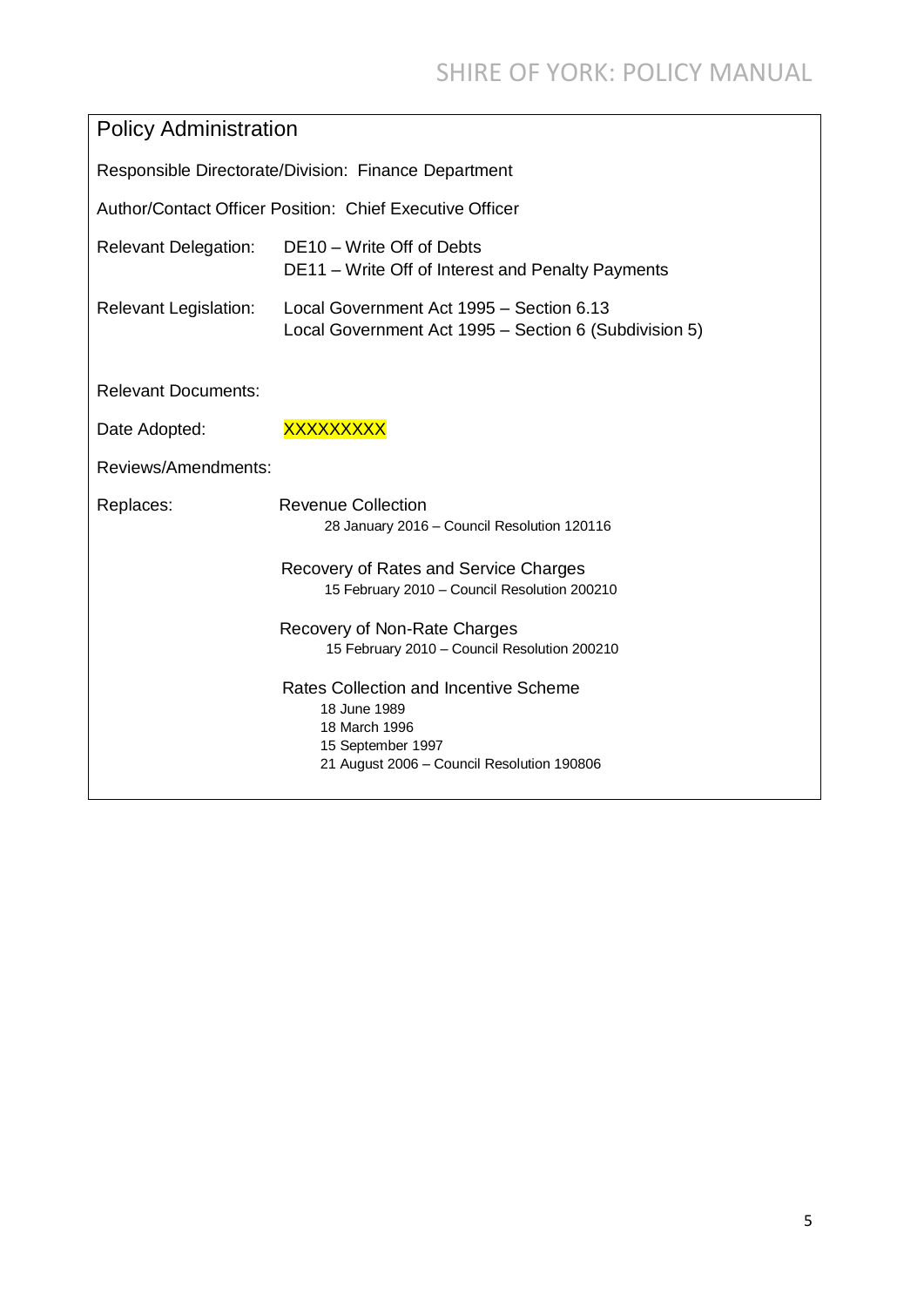## Policy Administration

Responsible Directorate/Division: Finance Department

Author/Contact Officer Position: Chief Executive Officer

| | |
|---|---|
| Relevant Delegation: | DE10 – Write Off of Debts<br>DE11 – Write Off of Interest and Penalty Payments |
| Relevant Legislation: | Local Government Act 1995 – Section 6.13<br>Local Government Act 1995 – Section 6 (Subdivision 5) |
| Relevant Documents: | |
| Date Adopted: | XXXXXXXXX |
| Reviews/Amendments: | |
| Replaces: | Revenue Collection<br>28 January 2016 – Council Resolution 120116<br><br>Recovery of Rates and Service Charges<br>15 February 2010 – Council Resolution 200210<br><br>Recovery of Non-Rate Charges<br>15 February 2010 – Council Resolution 200210<br><br>Rates Collection and Incentive Scheme<br>18 June 1989<br>18 March 1996<br>15 September 1997<br>21 August 2006 – Council Resolution 190806 |